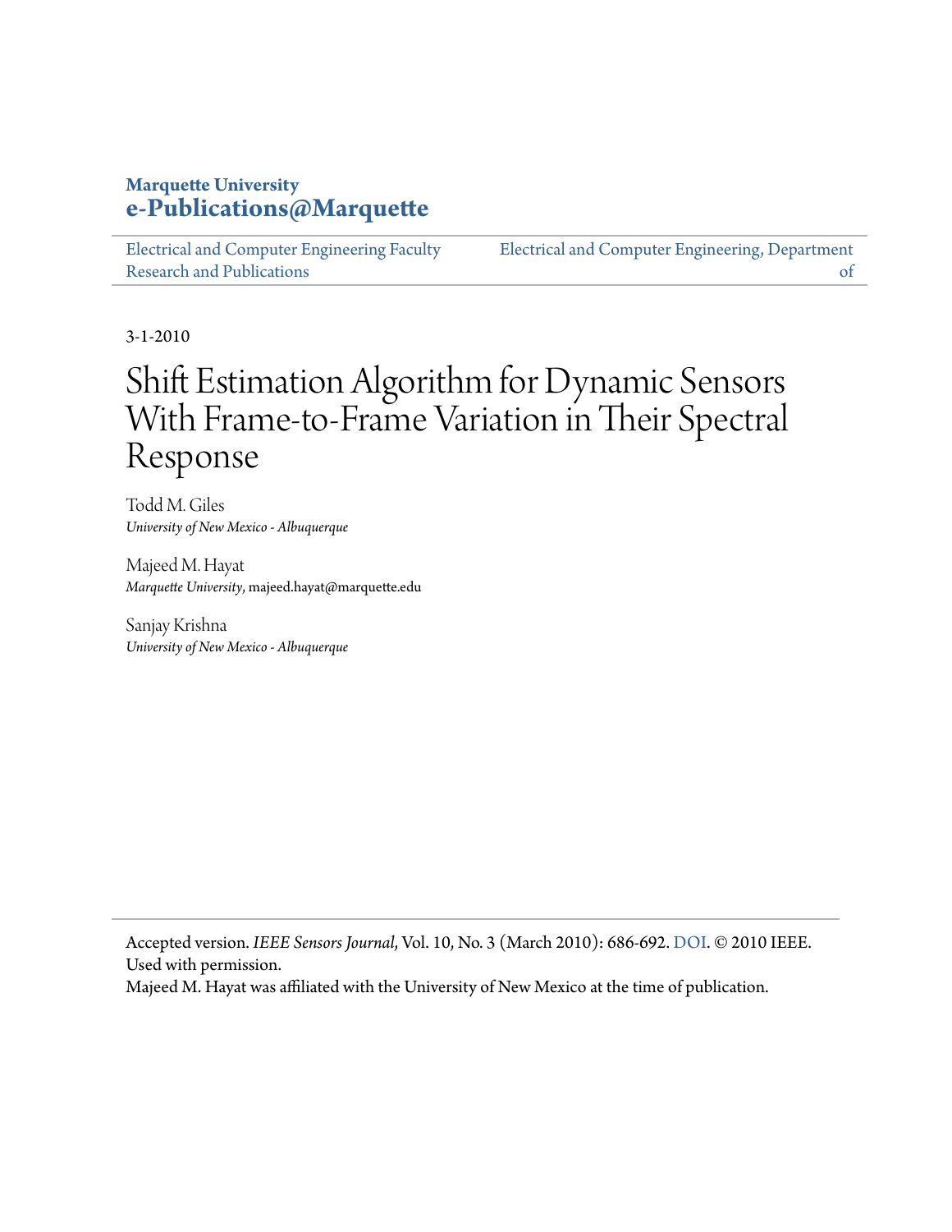**Marquette University**
**e-Publications@Marquette**

Electrical and Computer Engineering Faculty Research and Publications

Electrical and Computer Engineering, Department of

3-1-2010

# Shift Estimation Algorithm for Dynamic Sensors With Frame-to-Frame Variation in Their Spectral Response

Todd M. Giles
*University of New Mexico - Albuquerque*

Majeed M. Hayat
*Marquette University*, majeed.hayat@marquette.edu

Sanjay Krishna
*University of New Mexico - Albuquerque*

Accepted version. *IEEE Sensors Journal*, Vol. 10, No. 3 (March 2010): 686-692. DOI. © 2010 IEEE. Used with permission.

Majeed M. Hayat was affiliated with the University of New Mexico at the time of publication.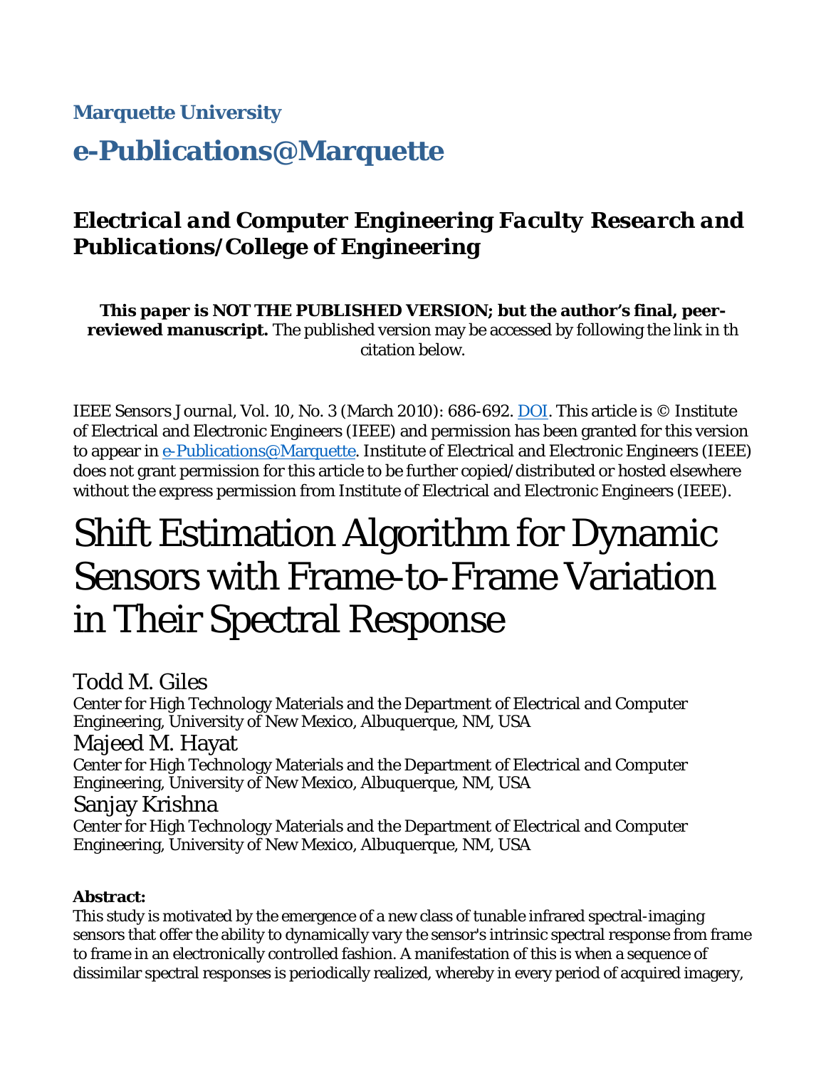**Marquette University**

# e-Publications@Marquette

***Electrical and Computer Engineering Faculty Research and Publications/College of Engineering***

***This paper is NOT THE PUBLISHED VERSION;* but the author's final, peer-reviewed manuscript.** The published version may be accessed by following the link in th citation below.

*IEEE Sensors Journal*, Vol. 10, No. 3 (March 2010): 686-692. DOI. This article is © Institute of Electrical and Electronic Engineers (IEEE) and permission has been granted for this version to appear in e-Publications@Marquette. Institute of Electrical and Electronic Engineers (IEEE) does not grant permission for this article to be further copied/distributed or hosted elsewhere without the express permission from Institute of Electrical and Electronic Engineers (IEEE).

# Shift Estimation Algorithm for Dynamic Sensors with Frame-to-Frame Variation in Their Spectral Response

Todd M. Giles
Center for High Technology Materials and the Department of Electrical and Computer Engineering, University of New Mexico, Albuquerque, NM, USA

Majeed M. Hayat
Center for High Technology Materials and the Department of Electrical and Computer Engineering, University of New Mexico, Albuquerque, NM, USA

Sanjay Krishna
Center for High Technology Materials and the Department of Electrical and Computer Engineering, University of New Mexico, Albuquerque, NM, USA

**Abstract:**

This study is motivated by the emergence of a new class of tunable infrared spectral-imaging sensors that offer the ability to dynamically vary the sensor's intrinsic spectral response from frame to frame in an electronically controlled fashion. A manifestation of this is when a sequence of dissimilar spectral responses is periodically realized, whereby in every period of acquired imagery,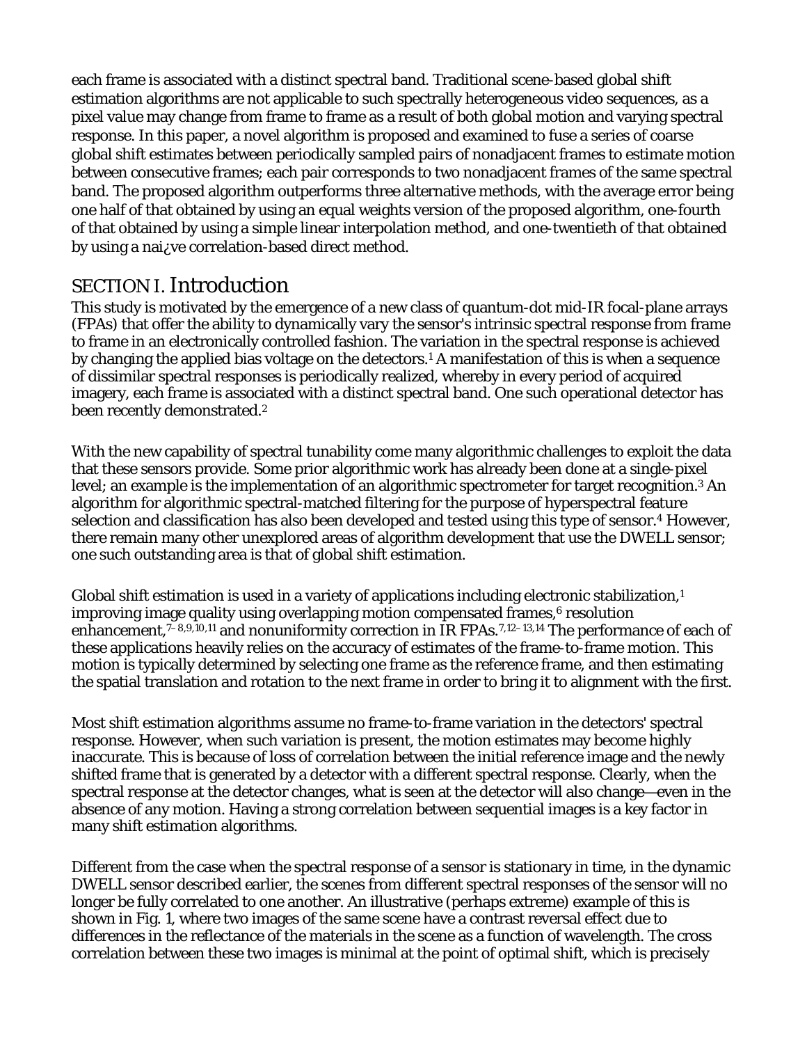each frame is associated with a distinct spectral band. Traditional scene-based global shift estimation algorithms are not applicable to such spectrally heterogeneous video sequences, as a pixel value may change from frame to frame as a result of both global motion and varying spectral response. In this paper, a novel algorithm is proposed and examined to fuse a series of coarse global shift estimates between periodically sampled pairs of nonadjacent frames to estimate motion between consecutive frames; each pair corresponds to two nonadjacent frames of the same spectral band. The proposed algorithm outperforms three alternative methods, with the average error being one half of that obtained by using an equal weights version of the proposed algorithm, one-fourth of that obtained by using a simple linear interpolation method, and one-twentieth of that obtained by using a nai¿ve correlation-based direct method.

## SECTION I. Introduction

This study is motivated by the emergence of a new class of quantum-dot mid-IR focal-plane arrays (FPAs) that offer the ability to dynamically vary the sensor's intrinsic spectral response from frame to frame in an electronically controlled fashion. The variation in the spectral response is achieved by changing the applied bias voltage on the detectors.[1] A manifestation of this is when a sequence of dissimilar spectral responses is periodically realized, whereby in every period of acquired imagery, each frame is associated with a distinct spectral band. One such operational detector has been recently demonstrated.[2]

With the new capability of spectral tunability come many algorithmic challenges to exploit the data that these sensors provide. Some prior algorithmic work has already been done at a single-pixel level; an example is the implementation of an algorithmic spectrometer for target recognition.[3] An algorithm for algorithmic spectral-matched filtering for the purpose of hyperspectral feature selection and classification has also been developed and tested using this type of sensor.[4] However, there remain many other unexplored areas of algorithm development that use the DWELL sensor; one such outstanding area is that of global shift estimation.

Global shift estimation is used in a variety of applications including electronic stabilization,[1] improving image quality using overlapping motion compensated frames,[6] resolution enhancement,[7–8,9,10,11] and nonuniformity correction in IR FPAs.[7,12–13,14] The performance of each of these applications heavily relies on the accuracy of estimates of the frame-to-frame motion. This motion is typically determined by selecting one frame as the reference frame, and then estimating the spatial translation and rotation to the next frame in order to bring it to alignment with the first.

Most shift estimation algorithms assume no frame-to-frame variation in the detectors' spectral response. However, when such variation is present, the motion estimates may become highly inaccurate. This is because of loss of correlation between the initial reference image and the newly shifted frame that is generated by a detector with a different spectral response. Clearly, when the spectral response at the detector changes, what is seen at the detector will also change—even in the absence of any motion. Having a strong correlation between sequential images is a key factor in many shift estimation algorithms.

Different from the case when the spectral response of a sensor is stationary in time, in the dynamic DWELL sensor described earlier, the scenes from different spectral responses of the sensor will no longer be fully correlated to one another. An illustrative (perhaps extreme) example of this is shown in Fig. 1, where two images of the same scene have a contrast reversal effect due to differences in the reflectance of the materials in the scene as a function of wavelength. The cross correlation between these two images is minimal at the point of optimal shift, which is precisely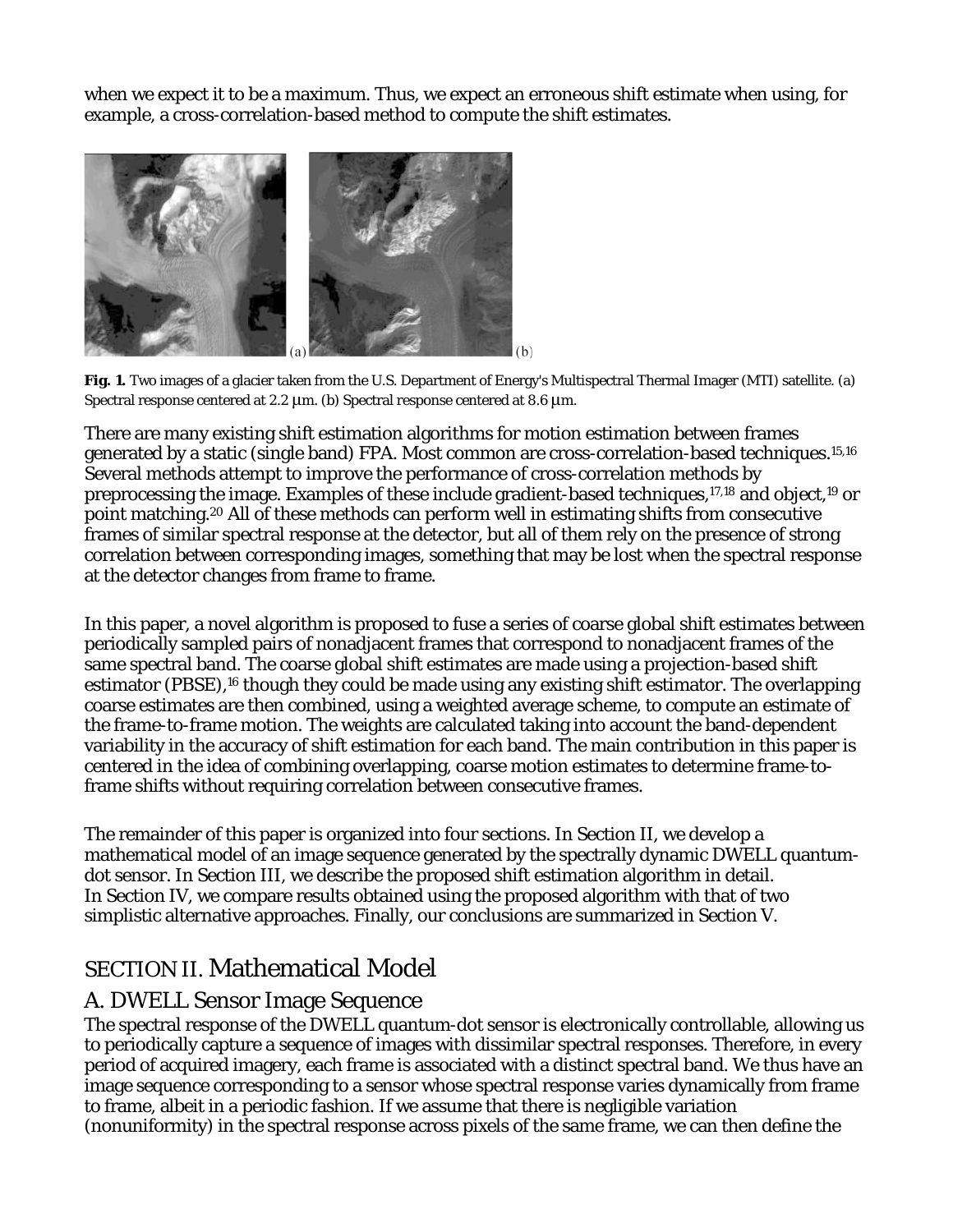when we expect it to be a maximum. Thus, we expect an erroneous shift estimate when using, for example, a cross-correlation-based method to compute the shift estimates.

(a) (b)

**Fig. 1.** Two images of a glacier taken from the U.S. Department of Energy's Multispectral Thermal Imager (MTI) satellite. (a) Spectral response centered at 2.2 μm. (b) Spectral response centered at 8.6 μm.

There are many existing shift estimation algorithms for motion estimation between frames generated by a static (single band) FPA. Most common are cross-correlation-based techniques.[15,16] Several methods attempt to improve the performance of cross-correlation methods by preprocessing the image. Examples of these include gradient-based techniques,[17,18] and object,[19] or point matching.[20] All of these methods can perform well in estimating shifts from consecutive frames of similar spectral response at the detector, but all of them rely on the presence of strong correlation between corresponding images, something that may be lost when the spectral response at the detector changes from frame to frame.

In this paper, a novel algorithm is proposed to fuse a series of coarse global shift estimates between periodically sampled pairs of nonadjacent frames that correspond to nonadjacent frames of the same spectral band. The coarse global shift estimates are made using a projection-based shift estimator (PBSE),[16] though they could be made using any existing shift estimator. The overlapping coarse estimates are then combined, using a weighted average scheme, to compute an estimate of the frame-to-frame motion. The weights are calculated taking into account the band-dependent variability in the accuracy of shift estimation for each band. The main contribution in this paper is centered in the idea of combining overlapping, coarse motion estimates to determine frame-to-frame shifts without requiring correlation between consecutive frames.

The remainder of this paper is organized into four sections. In Section II, we develop a mathematical model of an image sequence generated by the spectrally dynamic DWELL quantum-dot sensor. In Section III, we describe the proposed shift estimation algorithm in detail. In Section IV, we compare results obtained using the proposed algorithm with that of two simplistic alternative approaches. Finally, our conclusions are summarized in Section V.

## SECTION II. Mathematical Model

### A. DWELL Sensor Image Sequence

The spectral response of the DWELL quantum-dot sensor is electronically controllable, allowing us to periodically capture a sequence of images with dissimilar spectral responses. Therefore, in every period of acquired imagery, each frame is associated with a distinct spectral band. We thus have an image sequence corresponding to a sensor whose spectral response varies dynamically from frame to frame, albeit in a periodic fashion. If we assume that there is negligible variation (nonuniformity) in the spectral response across pixels of the same frame, we can then define the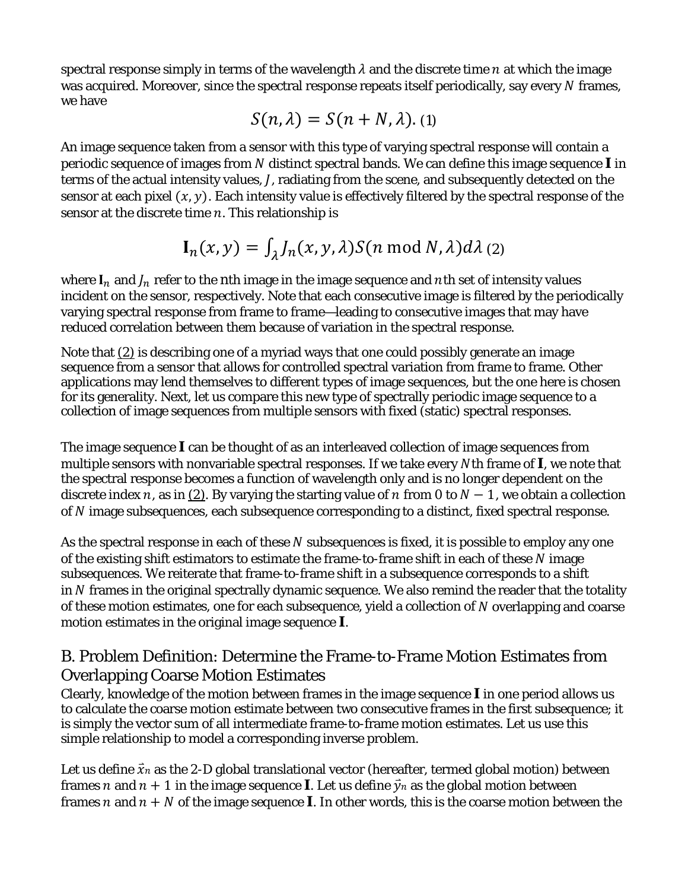spectral response simply in terms of the wavelength $\lambda$ and the discrete time $n$ at which the image was acquired. Moreover, since the spectral response repeats itself periodically, say every $N$ frames, we have

$$S(n, \lambda) = S(n + N, \lambda). \quad (1)$$

An image sequence taken from a sensor with this type of varying spectral response will contain a periodic sequence of images from $N$ distinct spectral bands. We can define this image sequence $\mathbf{I}$ in terms of the actual intensity values, $J$, radiating from the scene, and subsequently detected on the sensor at each pixel $(x, y)$. Each intensity value is effectively filtered by the spectral response of the sensor at the discrete time $n$. This relationship is

$$\mathbf{I}_n(x, y) = \int_\lambda J_n(x, y, \lambda) S(n \bmod N, \lambda) d\lambda \quad (2)$$

where $\mathbf{I}_n$ and $J_n$ refer to the nth image in the image sequence and $n$th set of intensity values incident on the sensor, respectively. Note that each consecutive image is filtered by the periodically varying spectral response from frame to frame—leading to consecutive images that may have reduced correlation between them because of variation in the spectral response.

Note that (2) is describing one of a myriad ways that one could possibly generate an image sequence from a sensor that allows for controlled spectral variation from frame to frame. Other applications may lend themselves to different types of image sequences, but the one here is chosen for its generality. Next, let us compare this new type of spectrally periodic image sequence to a collection of image sequences from multiple sensors with fixed (static) spectral responses.

The image sequence $\mathbf{I}$ can be thought of as an interleaved collection of image sequences from multiple sensors with nonvariable spectral responses. If we take every $N$th frame of $\mathbf{I}$, we note that the spectral response becomes a function of wavelength only and is no longer dependent on the discrete index $n$, as in (2). By varying the starting value of $n$ from $0$ to $N - 1$, we obtain a collection of $N$ image subsequences, each subsequence corresponding to a distinct, fixed spectral response.

As the spectral response in each of these $N$ subsequences is fixed, it is possible to employ any one of the existing shift estimators to estimate the frame-to-frame shift in each of these $N$ image subsequences. We reiterate that frame-to-frame shift in a subsequence corresponds to a shift in $N$ frames in the original spectrally dynamic sequence. We also remind the reader that the totality of these motion estimates, one for each subsequence, yield a collection of $N$ overlapping and coarse motion estimates in the original image sequence $\mathbf{I}$.

## B. Problem Definition: Determine the Frame-to-Frame Motion Estimates from Overlapping Coarse Motion Estimates

Clearly, knowledge of the motion between frames in the image sequence $\mathbf{I}$ in one period allows us to calculate the coarse motion estimate between two consecutive frames in the first subsequence; it is simply the vector sum of all intermediate frame-to-frame motion estimates. Let us use this simple relationship to model a corresponding inverse problem.

Let us define $\vec{x}_n$ as the 2-D global translational vector (hereafter, termed global motion) between frames $n$ and $n + 1$ in the image sequence $\mathbf{I}$. Let us define $\vec{y}_n$ as the global motion between frames $n$ and $n + N$ of the image sequence $\mathbf{I}$. In other words, this is the coarse motion between the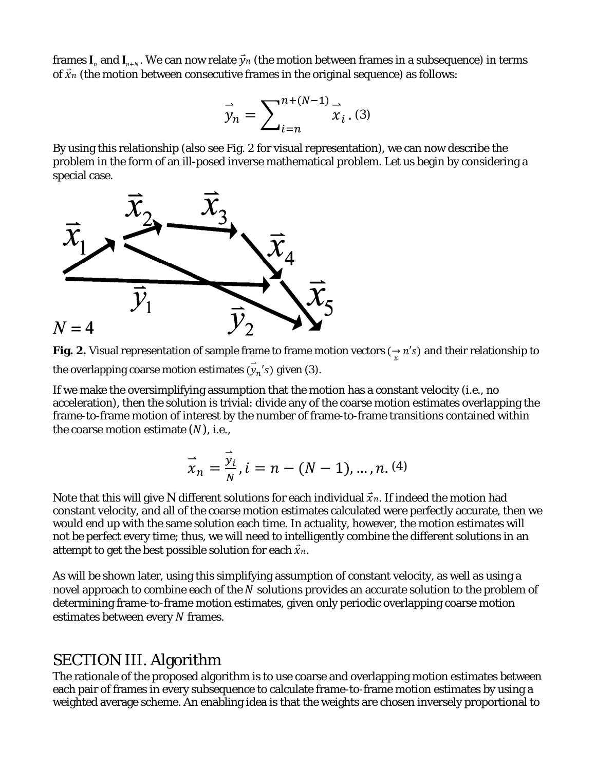frames $\mathbf{I}_n$ and $\mathbf{I}_{n+N}$. We can now relate $\vec{y}_n$ (the motion between frames in a subsequence) in terms of $\vec{x}_n$ (the motion between consecutive frames in the original sequence) as follows:

$$\vec{y}_n = \sum_{i=n}^{n+(N-1)} \vec{x}_i \,. \quad (3)$$

By using this relationship (also see Fig. 2 for visual representation), we can now describe the problem in the form of an ill-posed inverse mathematical problem. Let us begin by considering a special case.

**Fig. 2.** Visual representation of sample frame to frame motion vectors ($\vec{x}_n$'s) and their relationship to the overlapping coarse motion estimates ($\vec{y}_n$'s) given (3).

If we make the oversimplifying assumption that the motion has a constant velocity (i.e., no acceleration), then the solution is trivial: divide any of the coarse motion estimates overlapping the frame-to-frame motion of interest by the number of frame-to-frame transitions contained within the coarse motion estimate ($N$), i.e.,

$$\vec{x}_n = \frac{\vec{y}_i}{N}, i = n-(N-1), \ldots, n. \quad (4)$$

Note that this will give N different solutions for each individual $\vec{x}_n$. If indeed the motion had constant velocity, and all of the coarse motion estimates calculated were perfectly accurate, then we would end up with the same solution each time. In actuality, however, the motion estimates will not be perfect every time; thus, we will need to intelligently combine the different solutions in an attempt to get the best possible solution for each $\vec{x}_n$.

As will be shown later, using this simplifying assumption of constant velocity, as well as using a novel approach to combine each of the $N$ solutions provides an accurate solution to the problem of determining frame-to-frame motion estimates, given only periodic overlapping coarse motion estimates between every $N$ frames.

## SECTION III. Algorithm

The rationale of the proposed algorithm is to use coarse and overlapping motion estimates between each pair of frames in every subsequence to calculate frame-to-frame motion estimates by using a weighted average scheme. An enabling idea is that the weights are chosen inversely proportional to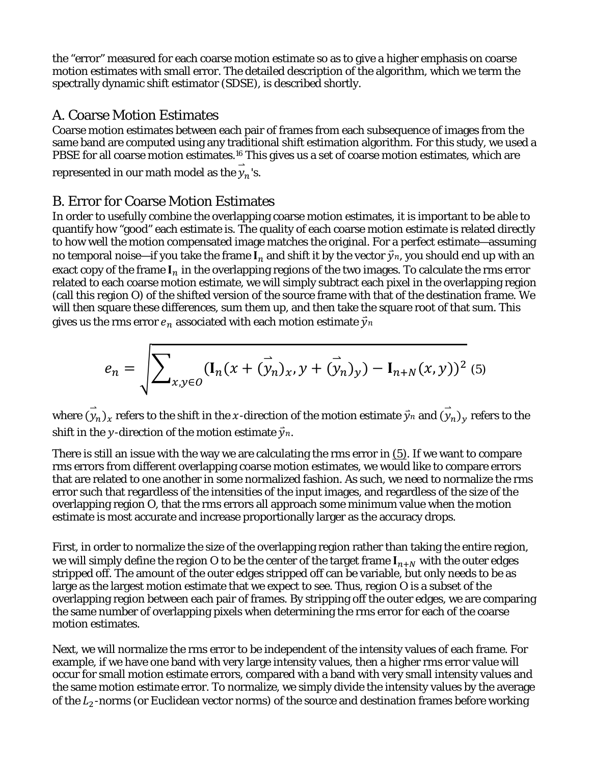the "error" measured for each coarse motion estimate so as to give a higher emphasis on coarse motion estimates with small error. The detailed description of the algorithm, which we term the spectrally dynamic shift estimator (SDSE), is described shortly.

## A. Coarse Motion Estimates

Coarse motion estimates between each pair of frames from each subsequence of images from the same band are computed using any traditional shift estimation algorithm. For this study, we used a PBSE for all coarse motion estimates.[16] This gives us a set of coarse motion estimates, which are represented in our math model as the $\vec{y}_n$'s.

## B. Error for Coarse Motion Estimates

In order to usefully combine the overlapping coarse motion estimates, it is important to be able to quantify how "good" each estimate is. The quality of each coarse motion estimate is related directly to how well the motion compensated image matches the original. For a perfect estimate—assuming no temporal noise—if you take the frame $\mathbf{I}_n$ and shift it by the vector $\vec{y}_n$, you should end up with an exact copy of the frame $\mathbf{I}_n$ in the overlapping regions of the two images. To calculate the rms error related to each coarse motion estimate, we will simply subtract each pixel in the overlapping region (call this region O) of the shifted version of the source frame with that of the destination frame. We will then square these differences, sum them up, and then take the square root of that sum. This gives us the rms error $e_n$ associated with each motion estimate $\vec{y}_n$

$$e_n = \sqrt{\sum_{x,y \in O} (\mathbf{I}_n(x + (\vec{y}_n)_x, y + (\vec{y}_n)_y) - \mathbf{I}_{n+N}(x, y))^2} \quad (5)$$

where $(\vec{y}_n)_x$ refers to the shift in the $x$-direction of the motion estimate $\vec{y}_n$ and $(\vec{y}_n)_y$ refers to the shift in the $y$-direction of the motion estimate $\vec{y}_n$.

There is still an issue with the way we are calculating the rms error in (5). If we want to compare rms errors from different overlapping coarse motion estimates, we would like to compare errors that are related to one another in some normalized fashion. As such, we need to normalize the rms error such that regardless of the intensities of the input images, and regardless of the size of the overlapping region O, that the rms errors all approach some minimum value when the motion estimate is most accurate and increase proportionally larger as the accuracy drops.

First, in order to normalize the size of the overlapping region rather than taking the entire region, we will simply define the region O to be the center of the target frame $\mathbf{I}_{n+N}$ with the outer edges stripped off. The amount of the outer edges stripped off can be variable, but only needs to be as large as the largest motion estimate that we expect to see. Thus, region O is a subset of the overlapping region between each pair of frames. By stripping off the outer edges, we are comparing the same number of overlapping pixels when determining the rms error for each of the coarse motion estimates.

Next, we will normalize the rms error to be independent of the intensity values of each frame. For example, if we have one band with very large intensity values, then a higher rms error value will occur for small motion estimate errors, compared with a band with very small intensity values and the same motion estimate error. To normalize, we simply divide the intensity values by the average of the $L_2$-norms (or Euclidean vector norms) of the source and destination frames before working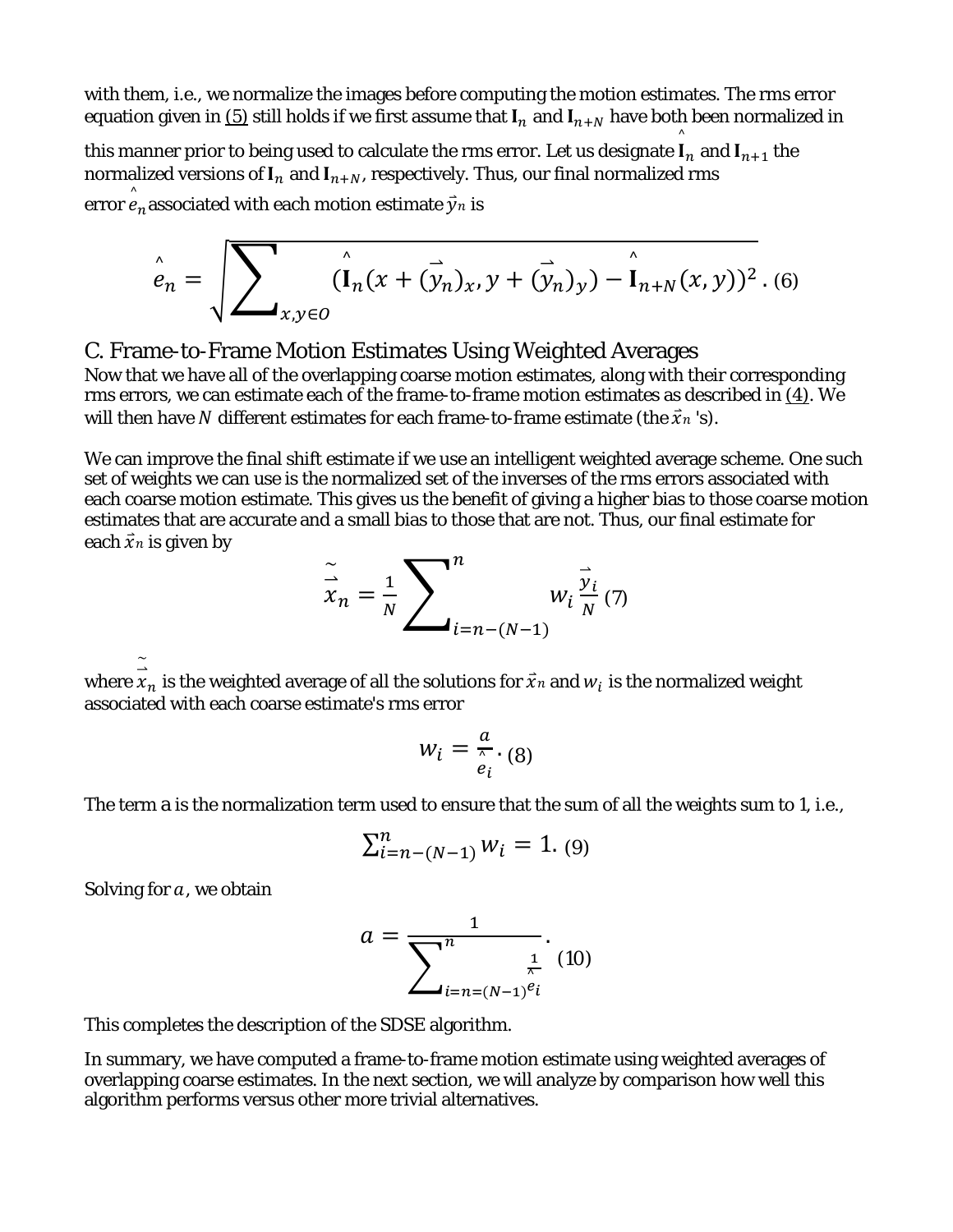with them, i.e., we normalize the images before computing the motion estimates. The rms error equation given in (5) still holds if we first assume that $\mathbf{I}_n$ and $\mathbf{I}_{n+N}$ have both been normalized in this manner prior to being used to calculate the rms error. Let us designate $\hat{\mathbf{I}}_n$ and $\mathbf{I}_{n+1}$ the normalized versions of $\mathbf{I}_n$ and $\mathbf{I}_{n+N}$, respectively. Thus, our final normalized rms error $\hat{e}_n$ associated with each motion estimate $\vec{y}_n$ is

$$\hat{e}_n = \sqrt{\sum_{x,y \in O} (\hat{\mathbf{I}}_n(x + (\vec{y}_n)_x, y + (\vec{y}_n)_y) - \hat{\mathbf{I}}_{n+N}(x, y))^2} \,. \quad (6)$$

## C. Frame-to-Frame Motion Estimates Using Weighted Averages

Now that we have all of the overlapping coarse motion estimates, along with their corresponding rms errors, we can estimate each of the frame-to-frame motion estimates as described in (4). We will then have $N$ different estimates for each frame-to-frame estimate (the $\vec{x}_n$ 's).

We can improve the final shift estimate if we use an intelligent weighted average scheme. One such set of weights we can use is the normalized set of the inverses of the rms errors associated with each coarse motion estimate. This gives us the benefit of giving a higher bias to those coarse motion estimates that are accurate and a small bias to those that are not. Thus, our final estimate for each $\vec{x}_n$ is given by

$$\tilde{\vec{x}}_n = \frac{1}{N} \sum_{i=n-(N-1)}^{n} w_i \frac{\vec{y}_i}{N} \quad (7)$$

where $\tilde{\vec{x}}_n$ is the weighted average of all the solutions for $\vec{x}_n$ and $w_i$ is the normalized weight associated with each coarse estimate's rms error

$$w_i = \frac{a}{\hat{e}_i} \,. \quad (8)$$

The term a is the normalization term used to ensure that the sum of all the weights sum to 1, i.e.,

$$\sum_{i=n-(N-1)}^{n} w_i = 1. \quad (9)$$

Solving for $a$, we obtain

$$a = \frac{1}{\sum_{i=n=(N-1)}^{n} \frac{1}{\hat{e}_i}} \,. \quad (10)$$

This completes the description of the SDSE algorithm.

In summary, we have computed a frame-to-frame motion estimate using weighted averages of overlapping coarse estimates. In the next section, we will analyze by comparison how well this algorithm performs versus other more trivial alternatives.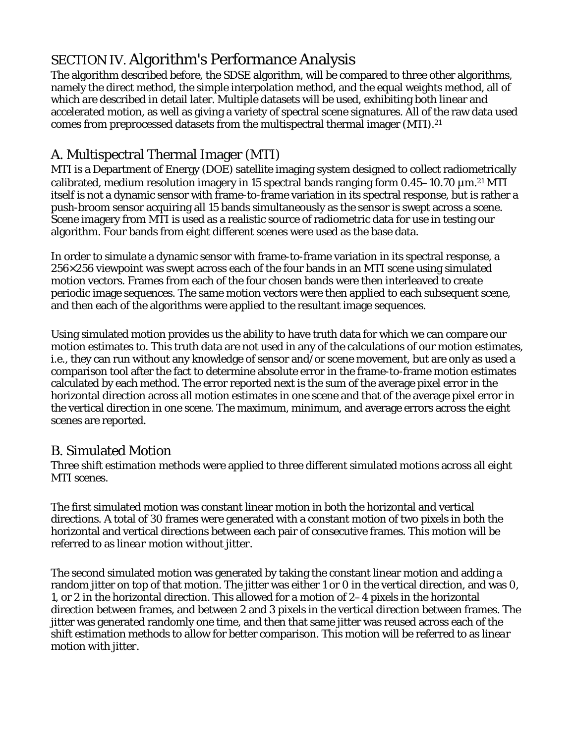## SECTION IV. Algorithm's Performance Analysis

The algorithm described before, the SDSE algorithm, will be compared to three other algorithms, namely the direct method, the simple interpolation method, and the equal weights method, all of which are described in detail later. Multiple datasets will be used, exhibiting both linear and accelerated motion, as well as giving a variety of spectral scene signatures. All of the raw data used comes from preprocessed datasets from the multispectral thermal imager (MTI).[21]

### A. Multispectral Thermal Imager (MTI)

MTI is a Department of Energy (DOE) satellite imaging system designed to collect radiometrically calibrated, medium resolution imagery in 15 spectral bands ranging form 0.45–10.70 μm.[21] MTI itself is not a dynamic sensor with frame-to-frame variation in its spectral response, but is rather a push-broom sensor acquiring all 15 bands simultaneously as the sensor is swept across a scene. Scene imagery from MTI is used as a realistic source of radiometric data for use in testing our algorithm. Four bands from eight different scenes were used as the base data.

In order to simulate a dynamic sensor with frame-to-frame variation in its spectral response, a 256×256 viewpoint was swept across each of the four bands in an MTI scene using simulated motion vectors. Frames from each of the four chosen bands were then interleaved to create periodic image sequences. The same motion vectors were then applied to each subsequent scene, and then each of the algorithms were applied to the resultant image sequences.

Using simulated motion provides us the ability to have truth data for which we can compare our motion estimates to. This truth data are not used in any of the calculations of our motion estimates, i.e., they can run without any knowledge of sensor and/or scene movement, but are only as used a comparison tool after the fact to determine absolute error in the frame-to-frame motion estimates calculated by each method. The error reported next is the sum of the average pixel error in the horizontal direction across all motion estimates in one scene and that of the average pixel error in the vertical direction in one scene. The maximum, minimum, and average errors across the eight scenes are reported.

### B. Simulated Motion

Three shift estimation methods were applied to three different simulated motions across all eight MTI scenes.

The first simulated motion was constant linear motion in both the horizontal and vertical directions. A total of 30 frames were generated with a constant motion of two pixels in both the horizontal and vertical directions between each pair of consecutive frames. This motion will be referred to as *linear motion without jitter*.

The second simulated motion was generated by taking the constant linear motion and adding a random jitter on top of that motion. The jitter was either 1 or 0 in the vertical direction, and was 0, 1, or 2 in the horizontal direction. This allowed for a motion of 2–4 pixels in the horizontal direction between frames, and between 2 and 3 pixels in the vertical direction between frames. The jitter was generated randomly one time, and then that same jitter was reused across each of the shift estimation methods to allow for better comparison. This motion will be referred to as *linear motion with jitter*.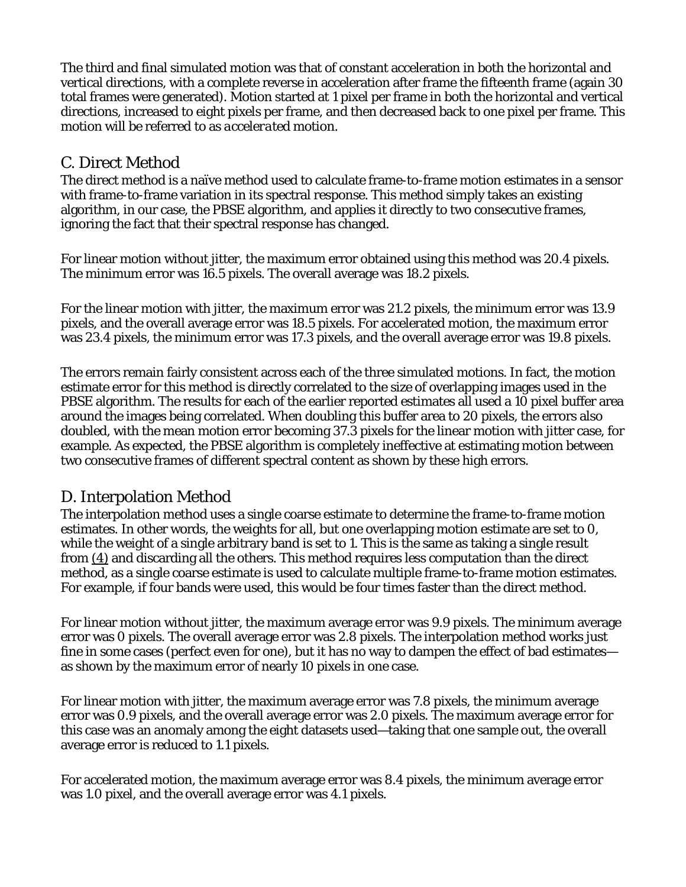The third and final simulated motion was that of constant acceleration in both the horizontal and vertical directions, with a complete reverse in acceleration after frame the fifteenth frame (again 30 total frames were generated). Motion started at 1 pixel per frame in both the horizontal and vertical directions, increased to eight pixels per frame, and then decreased back to one pixel per frame. This motion will be referred to as *accelerated* motion.

## C. Direct Method

The direct method is a naïve method used to calculate frame-to-frame motion estimates in a sensor with frame-to-frame variation in its spectral response. This method simply takes an existing algorithm, in our case, the PBSE algorithm, and applies it directly to two consecutive frames, ignoring the fact that their spectral response has changed.

For linear motion without jitter, the maximum error obtained using this method was 20.4 pixels. The minimum error was 16.5 pixels. The overall average was 18.2 pixels.

For the linear motion with jitter, the maximum error was 21.2 pixels, the minimum error was 13.9 pixels, and the overall average error was 18.5 pixels. For accelerated motion, the maximum error was 23.4 pixels, the minimum error was 17.3 pixels, and the overall average error was 19.8 pixels.

The errors remain fairly consistent across each of the three simulated motions. In fact, the motion estimate error for this method is directly correlated to the size of overlapping images used in the PBSE algorithm. The results for each of the earlier reported estimates all used a 10 pixel buffer area around the images being correlated. When doubling this buffer area to 20 pixels, the errors also doubled, with the mean motion error becoming 37.3 pixels for the linear motion with jitter case, for example. As expected, the PBSE algorithm is completely ineffective at estimating motion between two consecutive frames of different spectral content as shown by these high errors.

## D. Interpolation Method

The interpolation method uses a single coarse estimate to determine the frame-to-frame motion estimates. In other words, the weights for all, but one overlapping motion estimate are set to 0, while the weight of a single arbitrary band is set to 1. This is the same as taking a single result from (4) and discarding all the others. This method requires less computation than the direct method, as a single coarse estimate is used to calculate multiple frame-to-frame motion estimates. For example, if four bands were used, this would be four times faster than the direct method.

For linear motion without jitter, the maximum average error was 9.9 pixels. The minimum average error was 0 pixels. The overall average error was 2.8 pixels. The interpolation method works just fine in some cases (perfect even for one), but it has no way to dampen the effect of bad estimates—as shown by the maximum error of nearly 10 pixels in one case.

For linear motion with jitter, the maximum average error was 7.8 pixels, the minimum average error was 0.9 pixels, and the overall average error was 2.0 pixels. The maximum average error for this case was an anomaly among the eight datasets used—taking that one sample out, the overall average error is reduced to 1.1 pixels.

For accelerated motion, the maximum average error was 8.4 pixels, the minimum average error was 1.0 pixel, and the overall average error was 4.1 pixels.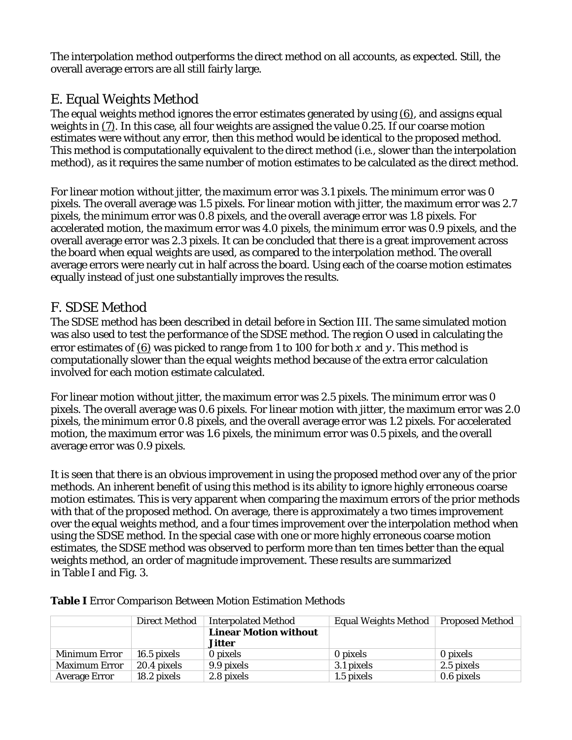The interpolation method outperforms the direct method on all accounts, as expected. Still, the overall average errors are all still fairly large.

## E. Equal Weights Method

The equal weights method ignores the error estimates generated by using (6), and assigns equal weights in (7). In this case, all four weights are assigned the value 0.25. If our coarse motion estimates were without any error, then this method would be identical to the proposed method. This method is computationally equivalent to the direct method (i.e., slower than the interpolation method), as it requires the same number of motion estimates to be calculated as the direct method.

For linear motion without jitter, the maximum error was 3.1 pixels. The minimum error was 0 pixels. The overall average was 1.5 pixels. For linear motion with jitter, the maximum error was 2.7 pixels, the minimum error was 0.8 pixels, and the overall average error was 1.8 pixels. For accelerated motion, the maximum error was 4.0 pixels, the minimum error was 0.9 pixels, and the overall average error was 2.3 pixels. It can be concluded that there is a great improvement across the board when equal weights are used, as compared to the interpolation method. The overall average errors were nearly cut in half across the board. Using each of the coarse motion estimates equally instead of just one substantially improves the results.

## F. SDSE Method

The SDSE method has been described in detail before in Section III. The same simulated motion was also used to test the performance of the SDSE method. The region O used in calculating the error estimates of (6) was picked to range from 1 to 100 for both $x$ and $y$. This method is computationally slower than the equal weights method because of the extra error calculation involved for each motion estimate calculated.

For linear motion without jitter, the maximum error was 2.5 pixels. The minimum error was 0 pixels. The overall average was 0.6 pixels. For linear motion with jitter, the maximum error was 2.0 pixels, the minimum error 0.8 pixels, and the overall average error was 1.2 pixels. For accelerated motion, the maximum error was 1.6 pixels, the minimum error was 0.5 pixels, and the overall average error was 0.9 pixels.

It is seen that there is an obvious improvement in using the proposed method over any of the prior methods. An inherent benefit of using this method is its ability to ignore highly erroneous coarse motion estimates. This is very apparent when comparing the maximum errors of the prior methods with that of the proposed method. On average, there is approximately a two times improvement over the equal weights method, and a four times improvement over the interpolation method when using the SDSE method. In the special case with one or more highly erroneous coarse motion estimates, the SDSE method was observed to perform more than ten times better than the equal weights method, an order of magnitude improvement. These results are summarized in Table I and Fig. 3.

**Table I** Error Comparison Between Motion Estimation Methods

| | Direct Method | Interpolated Method | Equal Weights Method | Proposed Method |
|---|---|---|---|---|
| | | **Linear Motion without Jitter** | | |
| Minimum Error | 16.5 pixels | 0 pixels | 0 pixels | 0 pixels |
| Maximum Error | 20.4 pixels | 9.9 pixels | 3.1 pixels | 2.5 pixels |
| Average Error | 18.2 pixels | 2.8 pixels | 1.5 pixels | 0.6 pixels |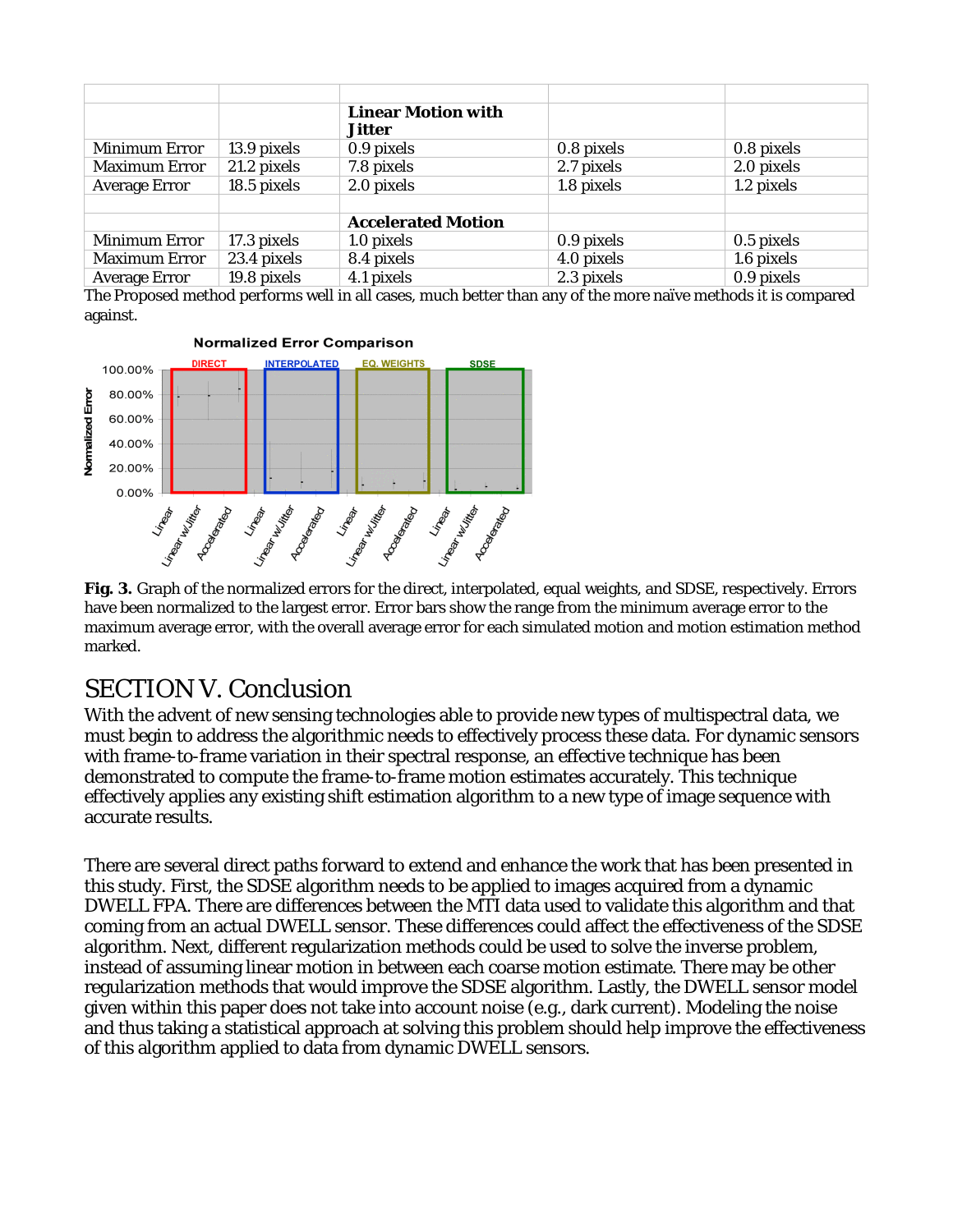| | | | | |
|---|---|---|---|---|
| | | **Linear Motion with Jitter** | | |
| Minimum Error | 13.9 pixels | 0.9 pixels | 0.8 pixels | 0.8 pixels |
| Maximum Error | 21.2 pixels | 7.8 pixels | 2.7 pixels | 2.0 pixels |
| Average Error | 18.5 pixels | 2.0 pixels | 1.8 pixels | 1.2 pixels |
| | | | | |
| | | **Accelerated Motion** | | |
| Minimum Error | 17.3 pixels | 1.0 pixels | 0.9 pixels | 0.5 pixels |
| Maximum Error | 23.4 pixels | 8.4 pixels | 4.0 pixels | 1.6 pixels |
| Average Error | 19.8 pixels | 4.1 pixels | 2.3 pixels | 0.9 pixels |

The Proposed method performs well in all cases, much better than any of the more naïve methods it is compared against.

**Fig. 3.** Graph of the normalized errors for the direct, interpolated, equal weights, and SDSE, respectively. Errors have been normalized to the largest error. Error bars show the range from the minimum average error to the maximum average error, with the overall average error for each simulated motion and motion estimation method marked.

# SECTION V. Conclusion

With the advent of new sensing technologies able to provide new types of multispectral data, we must begin to address the algorithmic needs to effectively process these data. For dynamic sensors with frame-to-frame variation in their spectral response, an effective technique has been demonstrated to compute the frame-to-frame motion estimates accurately. This technique effectively applies any existing shift estimation algorithm to a new type of image sequence with accurate results.

There are several direct paths forward to extend and enhance the work that has been presented in this study. First, the SDSE algorithm needs to be applied to images acquired from a dynamic DWELL FPA. There are differences between the MTI data used to validate this algorithm and that coming from an actual DWELL sensor. These differences could affect the effectiveness of the SDSE algorithm. Next, different regularization methods could be used to solve the inverse problem, instead of assuming linear motion in between each coarse motion estimate. There may be other regularization methods that would improve the SDSE algorithm. Lastly, the DWELL sensor model given within this paper does not take into account noise (e.g., dark current). Modeling the noise and thus taking a statistical approach at solving this problem should help improve the effectiveness of this algorithm applied to data from dynamic DWELL sensors.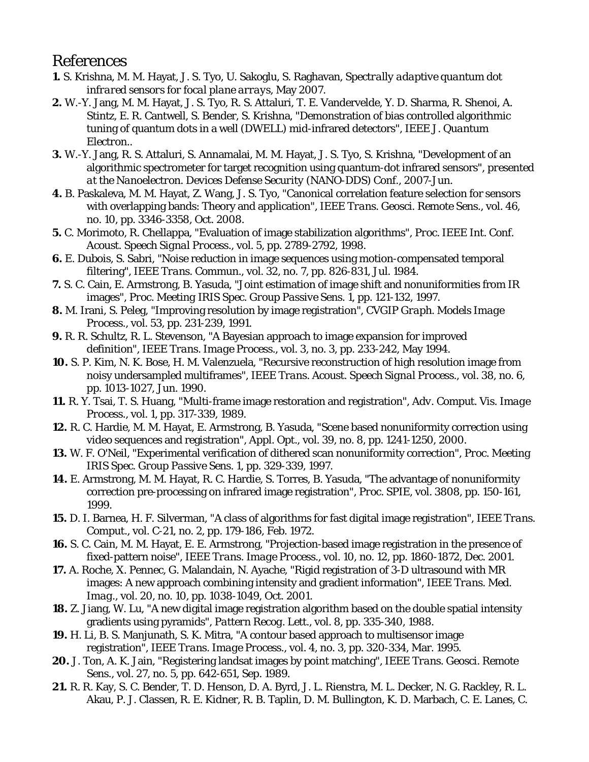# References

**1.** S. Krishna, M. M. Hayat, J. S. Tyo, U. Sakoglu, S. Raghavan, *Spectrally adaptive quantum dot infrared sensors for focal plane arrays*, May 2007.

**2.** W.-Y. Jang, M. M. Hayat, J. S. Tyo, R. S. Attaluri, T. E. Vandervelde, Y. D. Sharma, R. Shenoi, A. Stintz, E. R. Cantwell, S. Bender, S. Krishna, "Demonstration of bias controlled algorithmic tuning of quantum dots in a well (DWELL) mid-infrared detectors", *IEEE J. Quantum Electron.*.

**3.** W.-Y. Jang, R. S. Attaluri, S. Annamalai, M. M. Hayat, J. S. Tyo, S. Krishna, "Development of an algorithmic spectrometer for target recognition using quantum-dot infrared sensors", *presented at the Nanoelectron. Devices Defense Security (NANO-DDS) Conf.*, 2007-Jun.

**4.** B. Paskaleva, M. M. Hayat, Z. Wang, J. S. Tyo, "Canonical correlation feature selection for sensors with overlapping bands: Theory and application", *IEEE Trans. Geosci. Remote Sens.*, vol. 46, no. 10, pp. 3346-3358, Oct. 2008.

**5.** C. Morimoto, R. Chellappa, "Evaluation of image stabilization algorithms", *Proc. IEEE Int. Conf. Acoust. Speech Signal Process.*, vol. 5, pp. 2789-2792, 1998.

**6.** E. Dubois, S. Sabri, "Noise reduction in image sequences using motion-compensated temporal filtering", *IEEE Trans. Commun.*, vol. 32, no. 7, pp. 826-831, Jul. 1984.

**7.** S. C. Cain, E. Armstrong, B. Yasuda, "Joint estimation of image shift and nonuniformities from IR images", *Proc. Meeting IRIS Spec. Group Passive Sens. 1*, pp. 121-132, 1997.

**8.** M. Irani, S. Peleg, "Improving resolution by image registration", *CVGIP Graph. Models Image Process.*, vol. 53, pp. 231-239, 1991.

**9.** R. R. Schultz, R. L. Stevenson, "A Bayesian approach to image expansion for improved definition", *IEEE Trans. Image Process.*, vol. 3, no. 3, pp. 233-242, May 1994.

**10.** S. P. Kim, N. K. Bose, H. M. Valenzuela, "Recursive reconstruction of high resolution image from noisy undersampled multiframes", *IEEE Trans. Acoust. Speech Signal Process.*, vol. 38, no. 6, pp. 1013-1027, Jun. 1990.

**11.** R. Y. Tsai, T. S. Huang, "Multi-frame image restoration and registration", *Adv. Comput. Vis. Image Process.*, vol. 1, pp. 317-339, 1989.

**12.** R. C. Hardie, M. M. Hayat, E. Armstrong, B. Yasuda, "Scene based nonuniformity correction using video sequences and registration", *Appl. Opt.*, vol. 39, no. 8, pp. 1241-1250, 2000.

**13.** W. F. O'Neil, "Experimental verification of dithered scan nonuniformity correction", *Proc. Meeting IRIS Spec. Group Passive Sens. 1*, pp. 329-339, 1997.

**14.** E. Armstrong, M. M. Hayat, R. C. Hardie, S. Torres, B. Yasuda, "The advantage of nonuniformity correction pre-processing on infrared image registration", *Proc. SPIE*, vol. 3808, pp. 150-161, 1999.

**15.** D. I. Barnea, H. F. Silverman, "A class of algorithms for fast digital image registration", *IEEE Trans. Comput.*, vol. C-21, no. 2, pp. 179-186, Feb. 1972.

**16.** S. C. Cain, M. M. Hayat, E. E. Armstrong, "Projection-based image registration in the presence of fixed-pattern noise", *IEEE Trans. Image Process.*, vol. 10, no. 12, pp. 1860-1872, Dec. 2001.

**17.** A. Roche, X. Pennec, G. Malandain, N. Ayache, "Rigid registration of 3-D ultrasound with MR images: A new approach combining intensity and gradient information", *IEEE Trans. Med. Imag.*, vol. 20, no. 10, pp. 1038-1049, Oct. 2001.

**18.** Z. Jiang, W. Lu, "A new digital image registration algorithm based on the double spatial intensity gradients using pyramids", *Pattern Recog. Lett.*, vol. 8, pp. 335-340, 1988.

**19.** H. Li, B. S. Manjunath, S. K. Mitra, "A contour based approach to multisensor image registration", *IEEE Trans. Image Process.*, vol. 4, no. 3, pp. 320-334, Mar. 1995.

**20.** J. Ton, A. K. Jain, "Registering landsat images by point matching", *IEEE Trans. Geosci. Remote Sens.*, vol. 27, no. 5, pp. 642-651, Sep. 1989.

**21.** R. R. Kay, S. C. Bender, T. D. Henson, D. A. Byrd, J. L. Rienstra, M. L. Decker, N. G. Rackley, R. L. Akau, P. J. Classen, R. E. Kidner, R. B. Taplin, D. M. Bullington, K. D. Marbach, C. E. Lanes, C.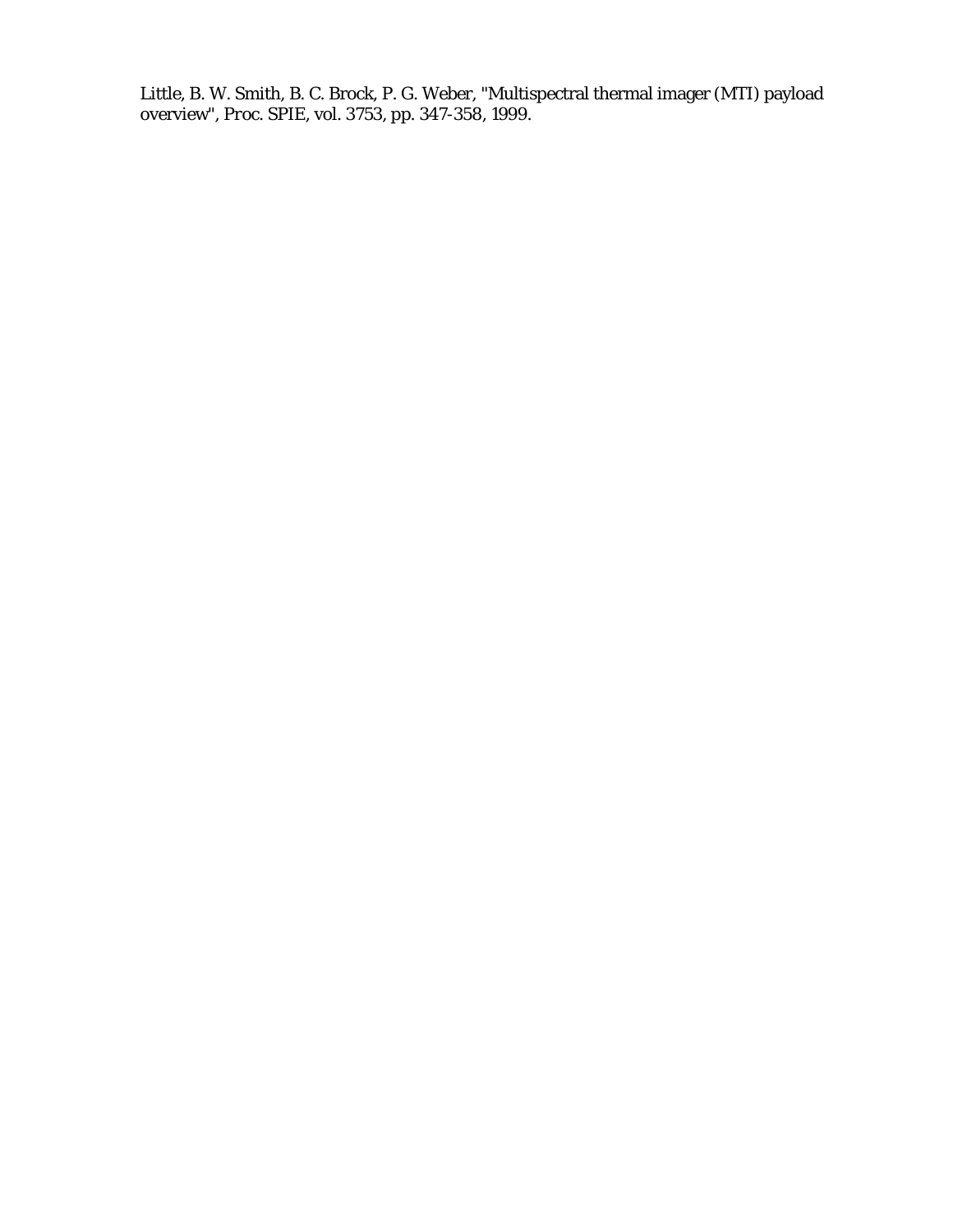Little, B. W. Smith, B. C. Brock, P. G. Weber, "Multispectral thermal imager (MTI) payload overview", Proc. SPIE, vol. 3753, pp. 347-358, 1999.